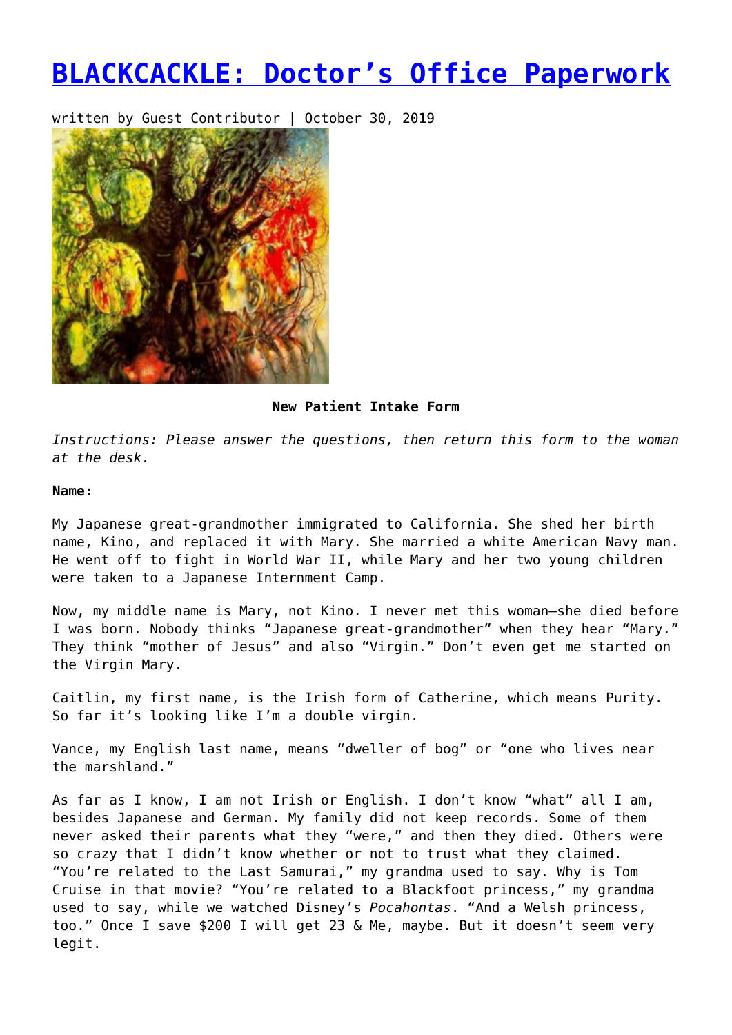# BLACKCACKLE: Doctor's Office Paperwork

written by Guest Contributor | October 30, 2019

**New Patient Intake Form**

*Instructions: Please answer the questions, then return this form to the woman at the desk.*

**Name:**

My Japanese great-grandmother immigrated to California. She shed her birth name, Kino, and replaced it with Mary. She married a white American Navy man. He went off to fight in World War II, while Mary and her two young children were taken to a Japanese Internment Camp.

Now, my middle name is Mary, not Kino. I never met this woman—she died before I was born. Nobody thinks "Japanese great-grandmother" when they hear "Mary." They think "mother of Jesus" and also "Virgin." Don't even get me started on the Virgin Mary.

Caitlin, my first name, is the Irish form of Catherine, which means Purity. So far it's looking like I'm a double virgin.

Vance, my English last name, means "dweller of bog" or "one who lives near the marshland."

As far as I know, I am not Irish or English. I don't know "what" all I am, besides Japanese and German. My family did not keep records. Some of them never asked their parents what they "were," and then they died. Others were so crazy that I didn't know whether or not to trust what they claimed. "You're related to the Last Samurai," my grandma used to say. Why is Tom Cruise in that movie? "You're related to a Blackfoot princess," my grandma used to say, while we watched Disney's *Pocahontas*. "And a Welsh princess, too." Once I save $200 I will get 23 & Me, maybe. But it doesn't seem very legit.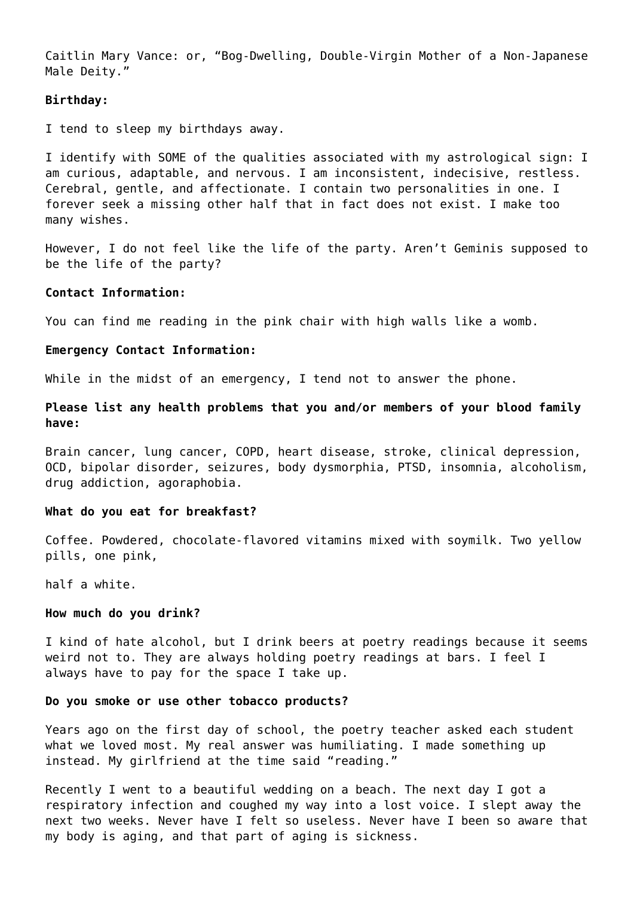Caitlin Mary Vance: or, “Bog-Dwelling, Double-Virgin Mother of a Non-Japanese Male Deity.”

**Birthday:**

I tend to sleep my birthdays away.

I identify with SOME of the qualities associated with my astrological sign: I am curious, adaptable, and nervous. I am inconsistent, indecisive, restless. Cerebral, gentle, and affectionate. I contain two personalities in one. I forever seek a missing other half that in fact does not exist. I make too many wishes.

However, I do not feel like the life of the party. Aren’t Geminis supposed to be the life of the party?

**Contact Information:**

You can find me reading in the pink chair with high walls like a womb.

**Emergency Contact Information:**

While in the midst of an emergency, I tend not to answer the phone.

**Please list any health problems that you and/or members of your blood family have:**

Brain cancer, lung cancer, COPD, heart disease, stroke, clinical depression, OCD, bipolar disorder, seizures, body dysmorphia, PTSD, insomnia, alcoholism, drug addiction, agoraphobia.

**What do you eat for breakfast?**

Coffee. Powdered, chocolate-flavored vitamins mixed with soymilk. Two yellow pills, one pink,

half a white.

**How much do you drink?**

I kind of hate alcohol, but I drink beers at poetry readings because it seems weird not to. They are always holding poetry readings at bars. I feel I always have to pay for the space I take up.

**Do you smoke or use other tobacco products?**

Years ago on the first day of school, the poetry teacher asked each student what we loved most. My real answer was humiliating. I made something up instead. My girlfriend at the time said “reading.”

Recently I went to a beautiful wedding on a beach. The next day I got a respiratory infection and coughed my way into a lost voice. I slept away the next two weeks. Never have I felt so useless. Never have I been so aware that my body is aging, and that part of aging is sickness.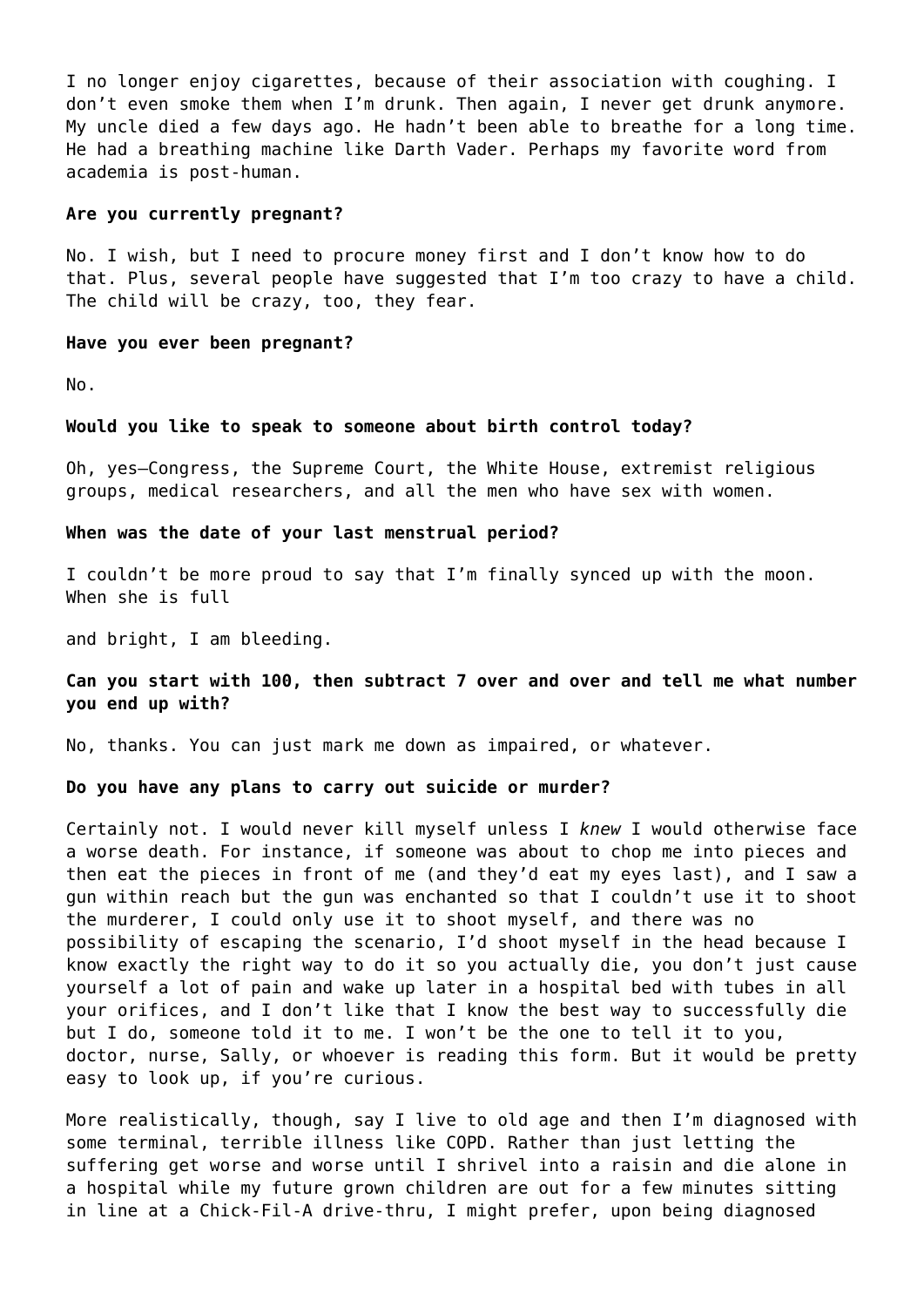I no longer enjoy cigarettes, because of their association with coughing. I don't even smoke them when I'm drunk. Then again, I never get drunk anymore. My uncle died a few days ago. He hadn't been able to breathe for a long time. He had a breathing machine like Darth Vader. Perhaps my favorite word from academia is post-human.

**Are you currently pregnant?**

No. I wish, but I need to procure money first and I don't know how to do that. Plus, several people have suggested that I'm too crazy to have a child. The child will be crazy, too, they fear.

**Have you ever been pregnant?**

No.

**Would you like to speak to someone about birth control today?**

Oh, yes—Congress, the Supreme Court, the White House, extremist religious groups, medical researchers, and all the men who have sex with women.

**When was the date of your last menstrual period?**

I couldn't be more proud to say that I'm finally synced up with the moon. When she is full

and bright, I am bleeding.

**Can you start with 100, then subtract 7 over and over and tell me what number you end up with?**

No, thanks. You can just mark me down as impaired, or whatever.

**Do you have any plans to carry out suicide or murder?**

Certainly not. I would never kill myself unless I *knew* I would otherwise face a worse death. For instance, if someone was about to chop me into pieces and then eat the pieces in front of me (and they'd eat my eyes last), and I saw a gun within reach but the gun was enchanted so that I couldn't use it to shoot the murderer, I could only use it to shoot myself, and there was no possibility of escaping the scenario, I'd shoot myself in the head because I know exactly the right way to do it so you actually die, you don't just cause yourself a lot of pain and wake up later in a hospital bed with tubes in all your orifices, and I don't like that I know the best way to successfully die but I do, someone told it to me. I won't be the one to tell it to you, doctor, nurse, Sally, or whoever is reading this form. But it would be pretty easy to look up, if you're curious.

More realistically, though, say I live to old age and then I'm diagnosed with some terminal, terrible illness like COPD. Rather than just letting the suffering get worse and worse until I shrivel into a raisin and die alone in a hospital while my future grown children are out for a few minutes sitting in line at a Chick-Fil-A drive-thru, I might prefer, upon being diagnosed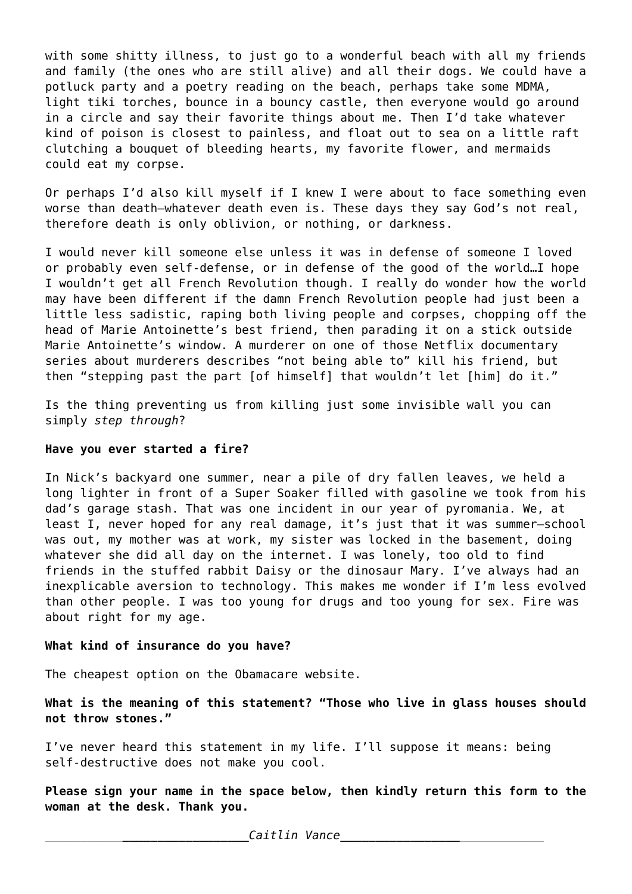with some shitty illness, to just go to a wonderful beach with all my friends and family (the ones who are still alive) and all their dogs. We could have a potluck party and a poetry reading on the beach, perhaps take some MDMA, light tiki torches, bounce in a bouncy castle, then everyone would go around in a circle and say their favorite things about me. Then I'd take whatever kind of poison is closest to painless, and float out to sea on a little raft clutching a bouquet of bleeding hearts, my favorite flower, and mermaids could eat my corpse.

Or perhaps I'd also kill myself if I knew I were about to face something even worse than death—whatever death even is. These days they say God's not real, therefore death is only oblivion, or nothing, or darkness.

I would never kill someone else unless it was in defense of someone I loved or probably even self-defense, or in defense of the good of the world…I hope I wouldn't get all French Revolution though. I really do wonder how the world may have been different if the damn French Revolution people had just been a little less sadistic, raping both living people and corpses, chopping off the head of Marie Antoinette's best friend, then parading it on a stick outside Marie Antoinette's window. A murderer on one of those Netflix documentary series about murderers describes "not being able to" kill his friend, but then "stepping past the part [of himself] that wouldn't let [him] do it."

Is the thing preventing us from killing just some invisible wall you can simply *step through*?

**Have you ever started a fire?**

In Nick's backyard one summer, near a pile of dry fallen leaves, we held a long lighter in front of a Super Soaker filled with gasoline we took from his dad's garage stash. That was one incident in our year of pyromania. We, at least I, never hoped for any real damage, it's just that it was summer—school was out, my mother was at work, my sister was locked in the basement, doing whatever she did all day on the internet. I was lonely, too old to find friends in the stuffed rabbit Daisy or the dinosaur Mary. I've always had an inexplicable aversion to technology. This makes me wonder if I'm less evolved than other people. I was too young for drugs and too young for sex. Fire was about right for my age.

**What kind of insurance do you have?**

The cheapest option on the Obamacare website.

**What is the meaning of this statement? "Those who live in glass houses should not throw stones."**

I've never heard this statement in my life. I'll suppose it means: being self-destructive does not make you cool.

**Please sign your name in the space below, then kindly return this form to the woman at the desk. Thank you.**

_______________*Caitlin Vance*_______________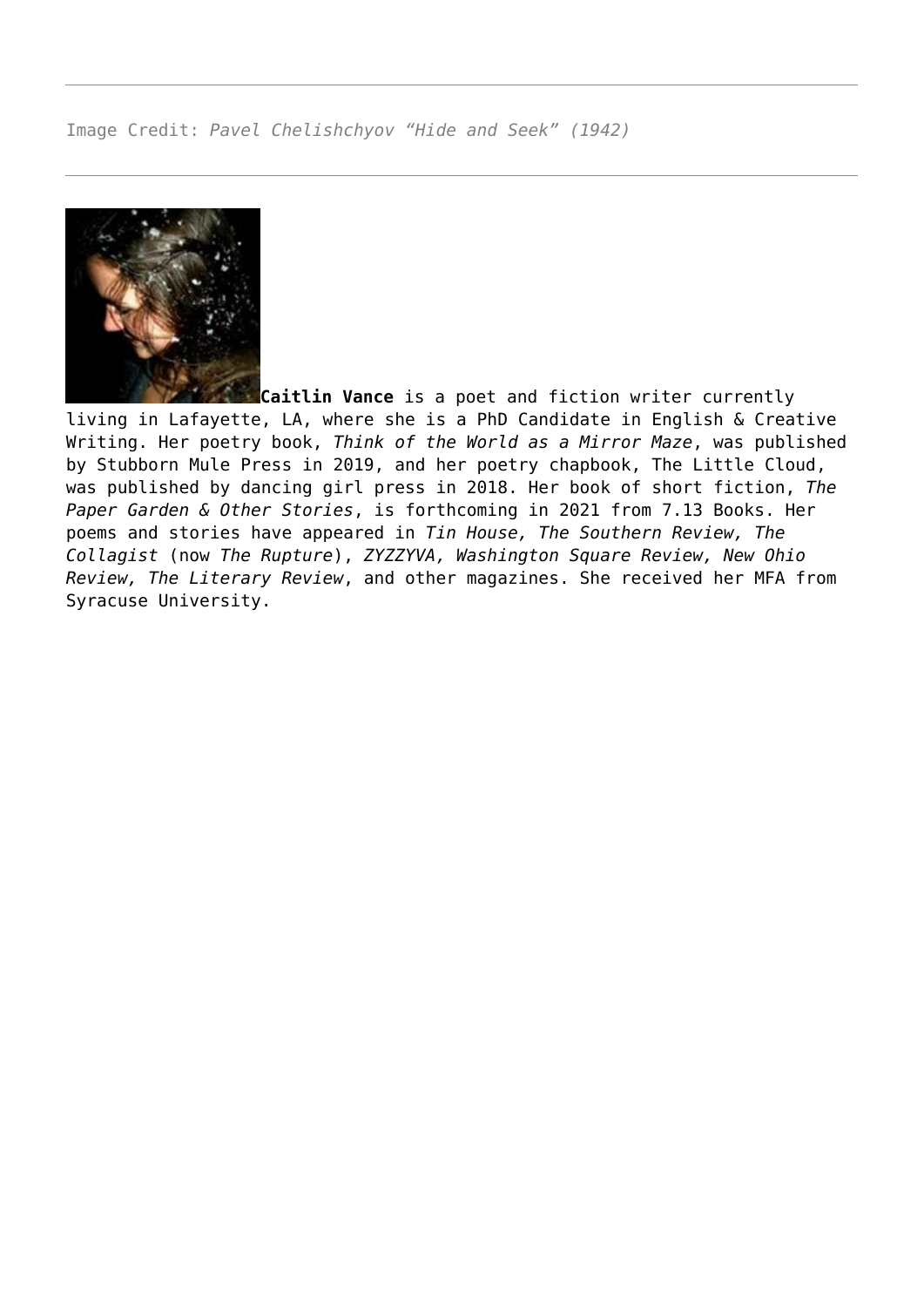---

Image Credit: *Pavel Chelishchyov "Hide and Seek" (1942)*

---

**Caitlin Vance** is a poet and fiction writer currently living in Lafayette, LA, where she is a PhD Candidate in English & Creative Writing. Her poetry book, *Think of the World as a Mirror Maze*, was published by Stubborn Mule Press in 2019, and her poetry chapbook, The Little Cloud, was published by dancing girl press in 2018. Her book of short fiction, *The Paper Garden & Other Stories*, is forthcoming in 2021 from 7.13 Books. Her poems and stories have appeared in *Tin House, The Southern Review, The Collagist* (now *The Rupture*), *ZYZZYVA, Washington Square Review, New Ohio Review, The Literary Review*, and other magazines. She received her MFA from Syracuse University.